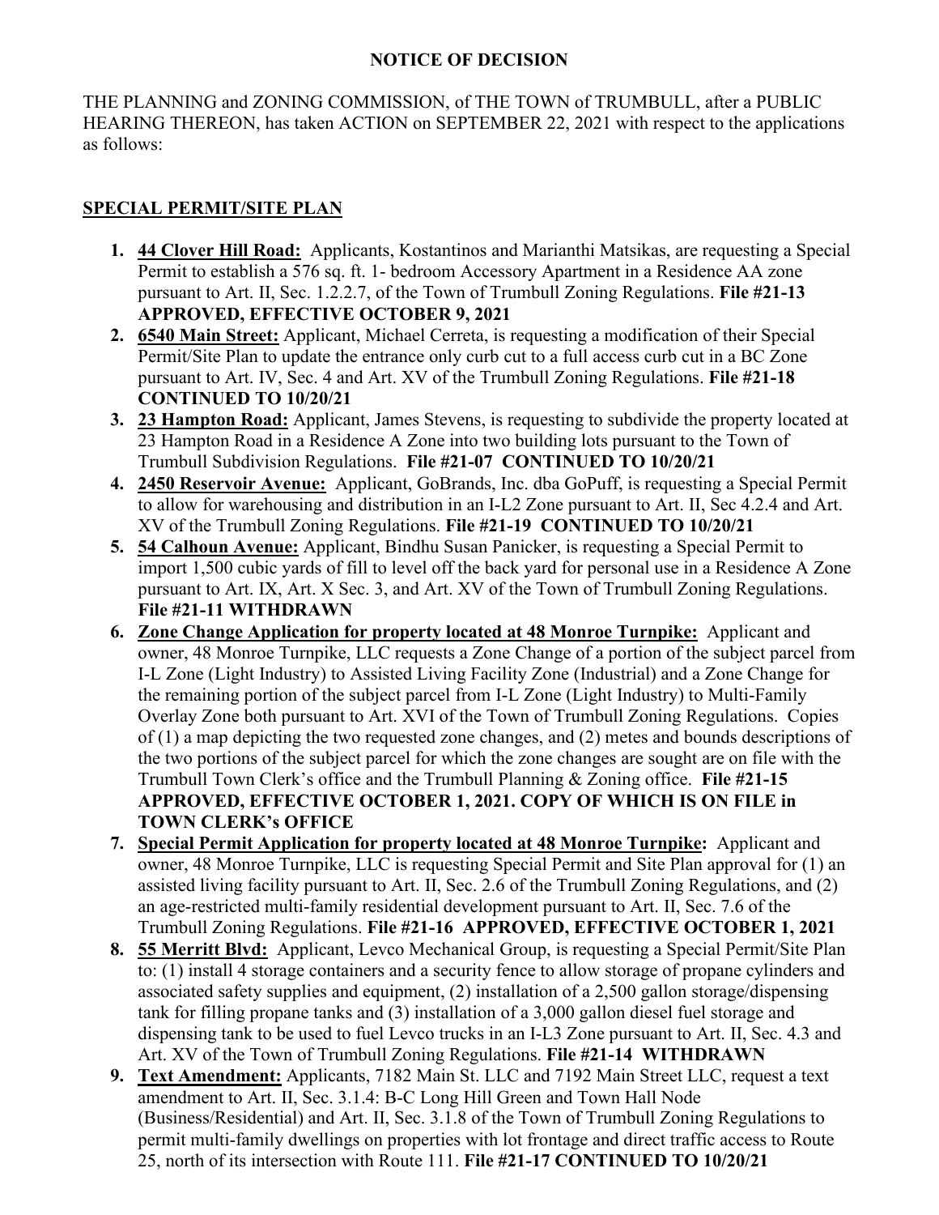# NOTICE OF DECISION

THE PLANNING and ZONING COMMISSION, of THE TOWN of TRUMBULL, after a PUBLIC HEARING THEREON, has taken ACTION on SEPTEMBER 22, 2021 with respect to the applications as follows:

## SPECIAL PERMIT/SITE PLAN

1. **44 Clover Hill Road:** Applicants, Kostantinos and Marianthi Matsikas, are requesting a Special Permit to establish a 576 sq. ft. 1- bedroom Accessory Apartment in a Residence AA zone pursuant to Art. II, Sec. 1.2.2.7, of the Town of Trumbull Zoning Regulations. **File #21-13 APPROVED, EFFECTIVE OCTOBER 9, 2021**
2. **6540 Main Street:** Applicant, Michael Cerreta, is requesting a modification of their Special Permit/Site Plan to update the entrance only curb cut to a full access curb cut in a BC Zone pursuant to Art. IV, Sec. 4 and Art. XV of the Trumbull Zoning Regulations. **File #21-18 CONTINUED TO 10/20/21**
3. **23 Hampton Road:** Applicant, James Stevens, is requesting to subdivide the property located at 23 Hampton Road in a Residence A Zone into two building lots pursuant to the Town of Trumbull Subdivision Regulations. **File #21-07 CONTINUED TO 10/20/21**
4. **2450 Reservoir Avenue:** Applicant, GoBrands, Inc. dba GoPuff, is requesting a Special Permit to allow for warehousing and distribution in an I-L2 Zone pursuant to Art. II, Sec 4.2.4 and Art. XV of the Trumbull Zoning Regulations. **File #21-19 CONTINUED TO 10/20/21**
5. **54 Calhoun Avenue:** Applicant, Bindhu Susan Panicker, is requesting a Special Permit to import 1,500 cubic yards of fill to level off the back yard for personal use in a Residence A Zone pursuant to Art. IX, Art. X Sec. 3, and Art. XV of the Town of Trumbull Zoning Regulations. **File #21-11 WITHDRAWN**
6. **Zone Change Application for property located at 48 Monroe Turnpike:** Applicant and owner, 48 Monroe Turnpike, LLC requests a Zone Change of a portion of the subject parcel from I-L Zone (Light Industry) to Assisted Living Facility Zone (Industrial) and a Zone Change for the remaining portion of the subject parcel from I-L Zone (Light Industry) to Multi-Family Overlay Zone both pursuant to Art. XVI of the Town of Trumbull Zoning Regulations. Copies of (1) a map depicting the two requested zone changes, and (2) metes and bounds descriptions of the two portions of the subject parcel for which the zone changes are sought are on file with the Trumbull Town Clerk's office and the Trumbull Planning & Zoning office. **File #21-15 APPROVED, EFFECTIVE OCTOBER 1, 2021. COPY OF WHICH IS ON FILE in TOWN CLERK's OFFICE**
7. **Special Permit Application for property located at 48 Monroe Turnpike:** Applicant and owner, 48 Monroe Turnpike, LLC is requesting Special Permit and Site Plan approval for (1) an assisted living facility pursuant to Art. II, Sec. 2.6 of the Trumbull Zoning Regulations, and (2) an age-restricted multi-family residential development pursuant to Art. II, Sec. 7.6 of the Trumbull Zoning Regulations. **File #21-16 APPROVED, EFFECTIVE OCTOBER 1, 2021**
8. **55 Merritt Blvd:** Applicant, Levco Mechanical Group, is requesting a Special Permit/Site Plan to: (1) install 4 storage containers and a security fence to allow storage of propane cylinders and associated safety supplies and equipment, (2) installation of a 2,500 gallon storage/dispensing tank for filling propane tanks and (3) installation of a 3,000 gallon diesel fuel storage and dispensing tank to be used to fuel Levco trucks in an I-L3 Zone pursuant to Art. II, Sec. 4.3 and Art. XV of the Town of Trumbull Zoning Regulations. **File #21-14 WITHDRAWN**
9. **Text Amendment:** Applicants, 7182 Main St. LLC and 7192 Main Street LLC, request a text amendment to Art. II, Sec. 3.1.4: B-C Long Hill Green and Town Hall Node (Business/Residential) and Art. II, Sec. 3.1.8 of the Town of Trumbull Zoning Regulations to permit multi-family dwellings on properties with lot frontage and direct traffic access to Route 25, north of its intersection with Route 111. **File #21-17 CONTINUED TO 10/20/21**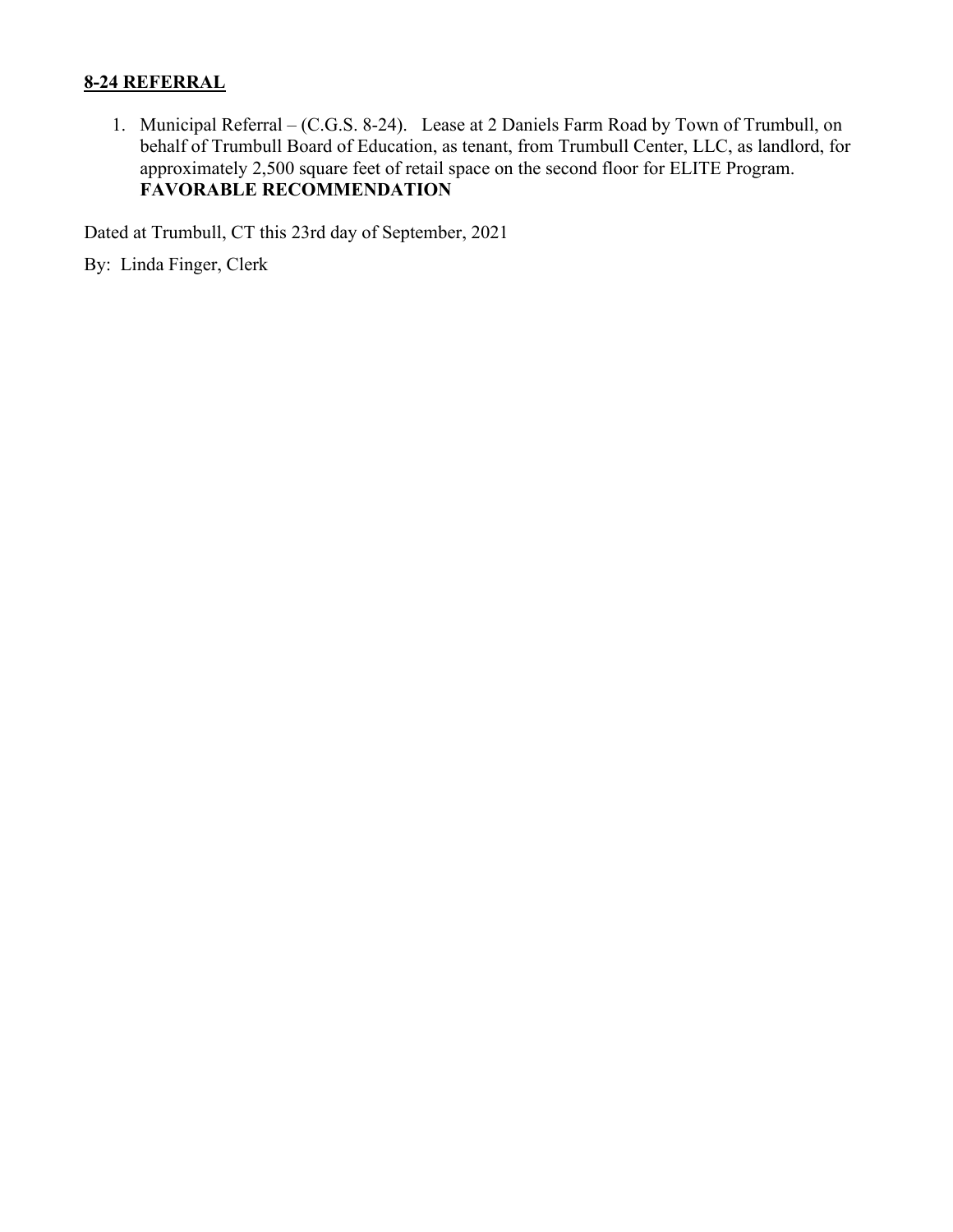**8-24 REFERRAL**

1. Municipal Referral – (C.G.S. 8-24). Lease at 2 Daniels Farm Road by Town of Trumbull, on behalf of Trumbull Board of Education, as tenant, from Trumbull Center, LLC, as landlord, for approximately 2,500 square feet of retail space on the second floor for ELITE Program. **FAVORABLE RECOMMENDATION**

Dated at Trumbull, CT this 23rd day of September, 2021

By: Linda Finger, Clerk